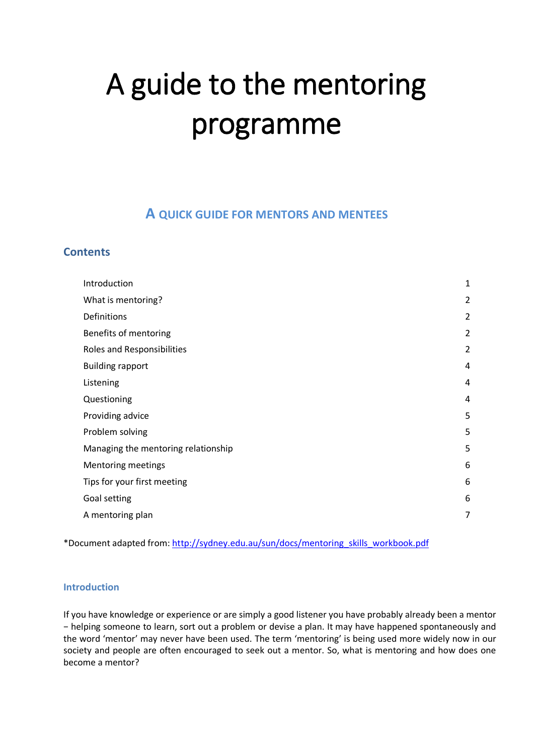# A guide to the mentoring programme

## A QUICK GUIDE FOR MENTORS AND MENTEES

### Contents

| | |
|---|---|
| Introduction | 1 |
| What is mentoring? | 2 |
| Definitions | 2 |
| Benefits of mentoring | 2 |
| Roles and Responsibilities | 2 |
| Building rapport | 4 |
| Listening | 4 |
| Questioning | 4 |
| Providing advice | 5 |
| Problem solving | 5 |
| Managing the mentoring relationship | 5 |
| Mentoring meetings | 6 |
| Tips for your first meeting | 6 |
| Goal setting | 6 |
| A mentoring plan | 7 |

*Document adapted from: [http://sydney.edu.au/sun/docs/mentoring_skills_workbook.pdf](http://sydney.edu.au/sun/docs/mentoring_skills_workbook.pdf)

### Introduction

If you have knowledge or experience or are simply a good listener you have probably already been a mentor − helping someone to learn, sort out a problem or devise a plan. It may have happened spontaneously and the word 'mentor' may never have been used. The term 'mentoring' is being used more widely now in our society and people are often encouraged to seek out a mentor. So, what is mentoring and how does one become a mentor?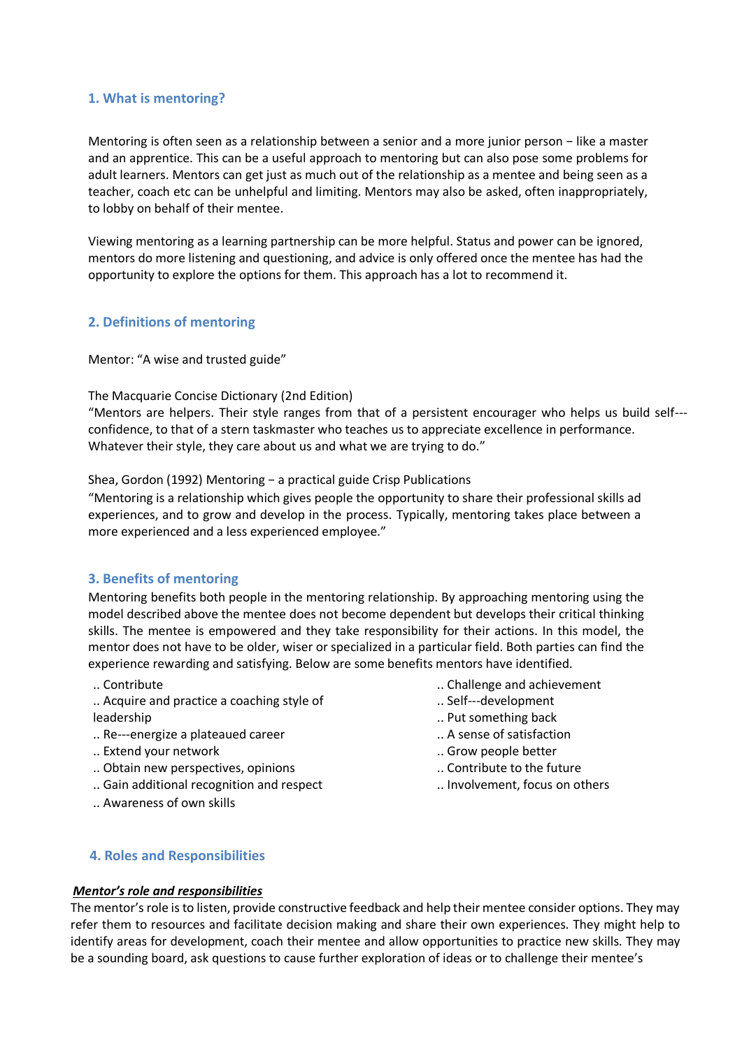## 1. What is mentoring?

Mentoring is often seen as a relationship between a senior and a more junior person – like a master and an apprentice. This can be a useful approach to mentoring but can also pose some problems for adult learners. Mentors can get just as much out of the relationship as a mentee and being seen as a teacher, coach etc can be unhelpful and limiting. Mentors may also be asked, often inappropriately, to lobby on behalf of their mentee.

Viewing mentoring as a learning partnership can be more helpful. Status and power can be ignored, mentors do more listening and questioning, and advice is only offered once the mentee has had the opportunity to explore the options for them. This approach has a lot to recommend it.

## 2. Definitions of mentoring

Mentor: "A wise and trusted guide"

The Macquarie Concise Dictionary (2nd Edition)
"Mentors are helpers. Their style ranges from that of a persistent encourager who helps us build self---confidence, to that of a stern taskmaster who teaches us to appreciate excellence in performance. Whatever their style, they care about us and what we are trying to do."

Shea, Gordon (1992) Mentoring – a practical guide Crisp Publications
"Mentoring is a relationship which gives people the opportunity to share their professional skills ad experiences, and to grow and develop in the process. Typically, mentoring takes place between a more experienced and a less experienced employee."

## 3. Benefits of mentoring

Mentoring benefits both people in the mentoring relationship. By approaching mentoring using the model described above the mentee does not become dependent but develops their critical thinking skills. The mentee is empowered and they take responsibility for their actions. In this model, the mentor does not have to be older, wiser or specialized in a particular field. Both parties can find the experience rewarding and satisfying. Below are some benefits mentors have identified.

- Contribute
- Acquire and practice a coaching style of leadership
- Re---energize a plateaued career
- Extend your network
- Obtain new perspectives, opinions
- Gain additional recognition and respect
- Awareness of own skills
- Challenge and achievement
- Self---development
- Put something back
- A sense of satisfaction
- Grow people better
- Contribute to the future
- Involvement, focus on others

## 4. Roles and Responsibilities

***Mentor's role and responsibilities***

The mentor's role is to listen, provide constructive feedback and help their mentee consider options. They may refer them to resources and facilitate decision making and share their own experiences. They might help to identify areas for development, coach their mentee and allow opportunities to practice new skills. They may be a sounding board, ask questions to cause further exploration of ideas or to challenge their mentee's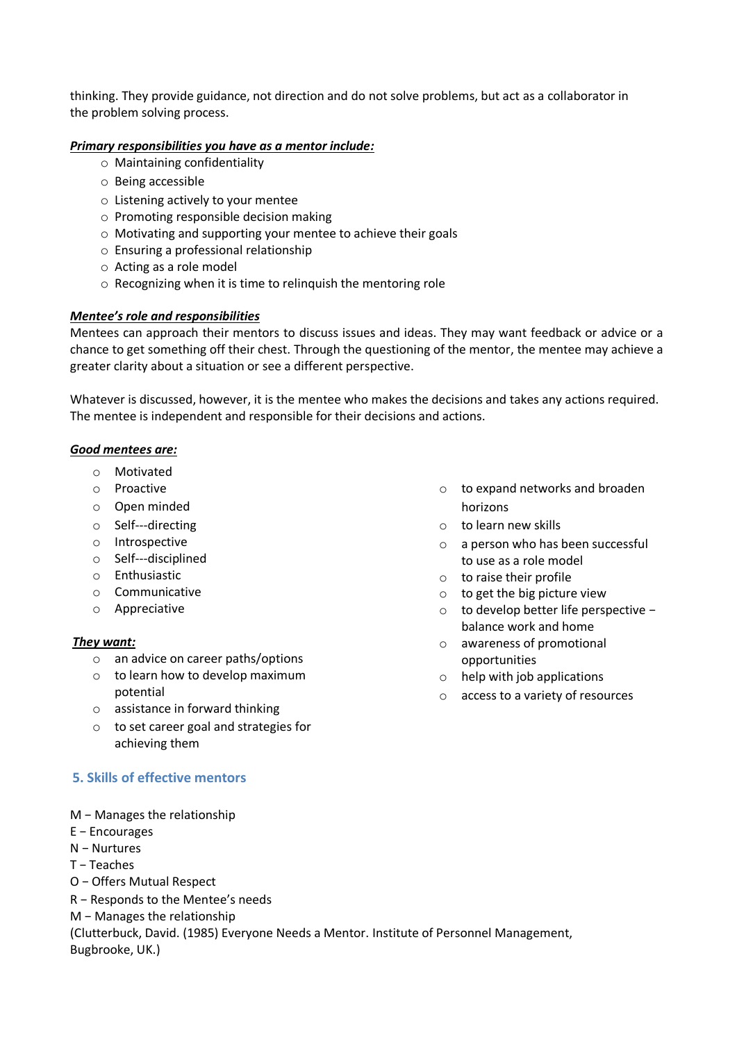thinking. They provide guidance, not direction and do not solve problems, but act as a collaborator in the problem solving process.

***Primary responsibilities you have as a mentor include:***

- Maintaining confidentiality
- Being accessible
- Listening actively to your mentee
- Promoting responsible decision making
- Motivating and supporting your mentee to achieve their goals
- Ensuring a professional relationship
- Acting as a role model
- Recognizing when it is time to relinquish the mentoring role

***Mentee's role and responsibilities***

Mentees can approach their mentors to discuss issues and ideas. They may want feedback or advice or a chance to get something off their chest. Through the questioning of the mentor, the mentee may achieve a greater clarity about a situation or see a different perspective.

Whatever is discussed, however, it is the mentee who makes the decisions and takes any actions required. The mentee is independent and responsible for their decisions and actions.

***Good mentees are:***

- Motivated
- Proactive
- Open minded
- Self---directing
- Introspective
- Self---disciplined
- Enthusiastic
- Communicative
- Appreciative

***They want:***

- an advice on career paths/options
- to learn how to develop maximum potential
- assistance in forward thinking
- to set career goal and strategies for achieving them
- to expand networks and broaden horizons
- to learn new skills
- a person who has been successful to use as a role model
- to raise their profile
- to get the big picture view
- to develop better life perspective – balance work and home
- awareness of promotional opportunities
- help with job applications
- access to a variety of resources

## 5. Skills of effective mentors

M – Manages the relationship
E – Encourages
N – Nurtures
T – Teaches
O – Offers Mutual Respect
R – Responds to the Mentee's needs
M – Manages the relationship
(Clutterbuck, David. (1985) Everyone Needs a Mentor. Institute of Personnel Management, Bugbrooke, UK.)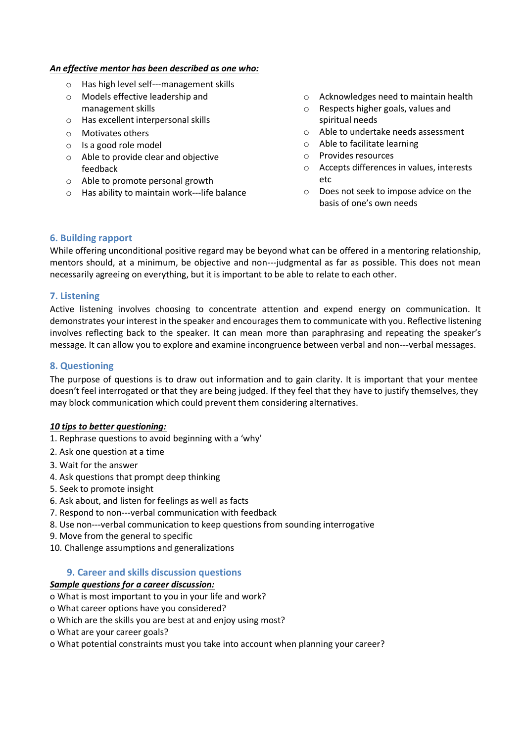***An effective mentor has been described as one who:***

- Has high level self---management skills
- Models effective leadership and management skills
- Has excellent interpersonal skills
- Motivates others
- Is a good role model
- Able to provide clear and objective feedback
- Able to promote personal growth
- Has ability to maintain work---life balance
- Acknowledges need to maintain health
- Respects higher goals, values and spiritual needs
- Able to undertake needs assessment
- Able to facilitate learning
- Provides resources
- Accepts differences in values, interests etc
- Does not seek to impose advice on the basis of one's own needs

## 6. Building rapport

While offering unconditional positive regard may be beyond what can be offered in a mentoring relationship, mentors should, at a minimum, be objective and non---judgmental as far as possible. This does not mean necessarily agreeing on everything, but it is important to be able to relate to each other.

## 7. Listening

Active listening involves choosing to concentrate attention and expend energy on communication. It demonstrates your interest in the speaker and encourages them to communicate with you. Reflective listening involves reflecting back to the speaker. It can mean more than paraphrasing and repeating the speaker's message. It can allow you to explore and examine incongruence between verbal and non---verbal messages.

## 8. Questioning

The purpose of questions is to draw out information and to gain clarity. It is important that your mentee doesn't feel interrogated or that they are being judged. If they feel that they have to justify themselves, they may block communication which could prevent them considering alternatives.

***10 tips to better questioning:***

1. Rephrase questions to avoid beginning with a 'why'
2. Ask one question at a time
3. Wait for the answer
4. Ask questions that prompt deep thinking
5. Seek to promote insight
6. Ask about, and listen for feelings as well as facts
7. Respond to non---verbal communication with feedback
8. Use non---verbal communication to keep questions from sounding interrogative
9. Move from the general to specific
10. Challenge assumptions and generalizations

## 9. Career and skills discussion questions

***Sample questions for a career discussion:***

- What is most important to you in your life and work?
- What career options have you considered?
- Which are the skills you are best at and enjoy using most?
- What are your career goals?
- What potential constraints must you take into account when planning your career?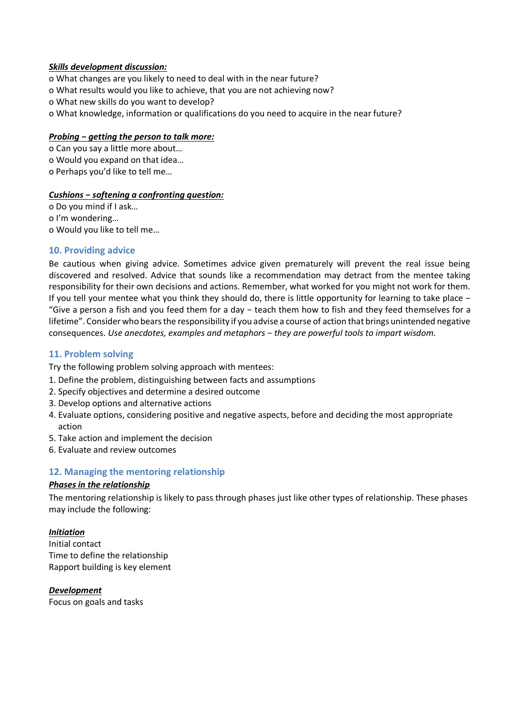***Skills development discussion:***

- o What changes are you likely to need to deal with in the near future?
- o What results would you like to achieve, that you are not achieving now?
- o What new skills do you want to develop?
- o What knowledge, information or qualifications do you need to acquire in the near future?

***Probing – getting the person to talk more:***

- o Can you say a little more about…
- o Would you expand on that idea…
- o Perhaps you'd like to tell me…

***Cushions – softening a confronting question:***

- o Do you mind if I ask…
- o I'm wondering…
- o Would you like to tell me…

## 10. Providing advice

Be cautious when giving advice. Sometimes advice given prematurely will prevent the real issue being discovered and resolved. Advice that sounds like a recommendation may detract from the mentee taking responsibility for their own decisions and actions. Remember, what worked for you might not work for them. If you tell your mentee what you think they should do, there is little opportunity for learning to take place – "Give a person a fish and you feed them for a day – teach them how to fish and they feed themselves for a lifetime". Consider who bears the responsibility if you advise a course of action that brings unintended negative consequences. *Use anecdotes, examples and metaphors – they are powerful tools to impart wisdom.*

## 11. Problem solving

Try the following problem solving approach with mentees:

1. Define the problem, distinguishing between facts and assumptions
2. Specify objectives and determine a desired outcome
3. Develop options and alternative actions
4. Evaluate options, considering positive and negative aspects, before and deciding the most appropriate action
5. Take action and implement the decision
6. Evaluate and review outcomes

## 12. Managing the mentoring relationship

***Phases in the relationship***

The mentoring relationship is likely to pass through phases just like other types of relationship. These phases may include the following:

***Initiation***

Initial contact
Time to define the relationship
Rapport building is key element

***Development***

Focus on goals and tasks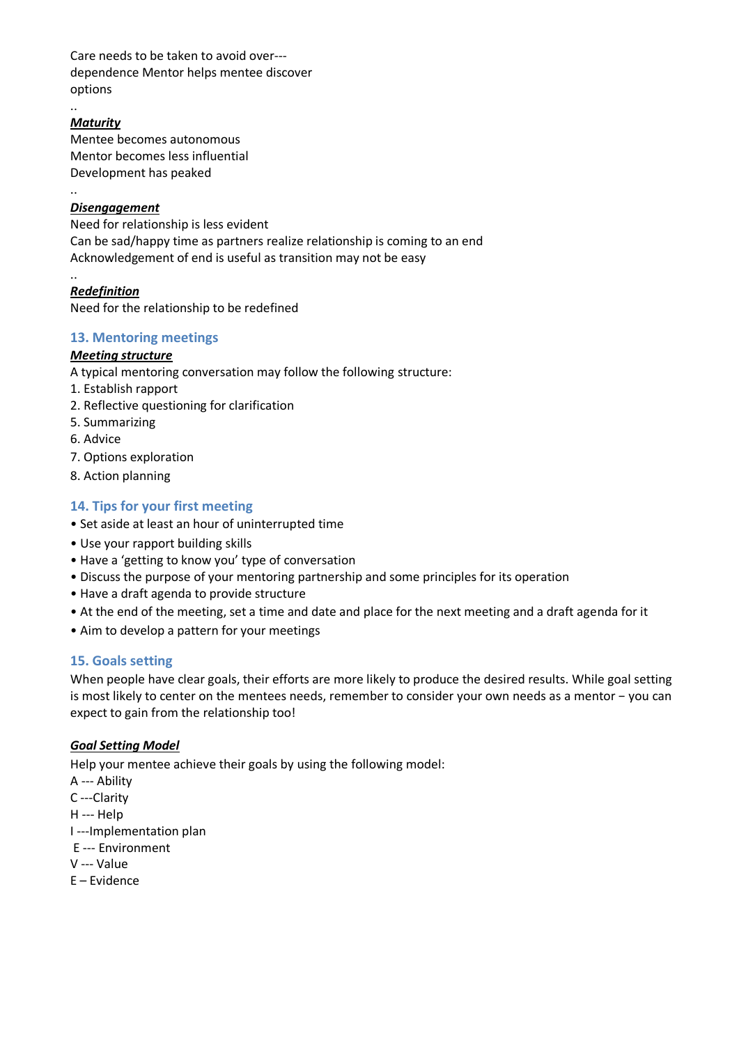Care needs to be taken to avoid over---
dependence Mentor helps mentee discover
options

..

***Maturity***

Mentee becomes autonomous
Mentor becomes less influential
Development has peaked

..

***Disengagement***

Need for relationship is less evident
Can be sad/happy time as partners realize relationship is coming to an end
Acknowledgement of end is useful as transition may not be easy

..

***Redefinition***

Need for the relationship to be redefined

## 13. Mentoring meetings

***Meeting structure***

A typical mentoring conversation may follow the following structure:

1. Establish rapport
2. Reflective questioning for clarification
5. Summarizing
6. Advice
7. Options exploration
8. Action planning

## 14. Tips for your first meeting

- Set aside at least an hour of uninterrupted time
- Use your rapport building skills
- Have a 'getting to know you' type of conversation
- Discuss the purpose of your mentoring partnership and some principles for its operation
- Have a draft agenda to provide structure
- At the end of the meeting, set a time and date and place for the next meeting and a draft agenda for it
- Aim to develop a pattern for your meetings

## 15. Goals setting

When people have clear goals, their efforts are more likely to produce the desired results. While goal setting is most likely to center on the mentees needs, remember to consider your own needs as a mentor – you can expect to gain from the relationship too!

***Goal Setting Model***

Help your mentee achieve their goals by using the following model:

A --- Ability
C ---Clarity
H --- Help
I ---Implementation plan
E --- Environment
V --- Value
E – Evidence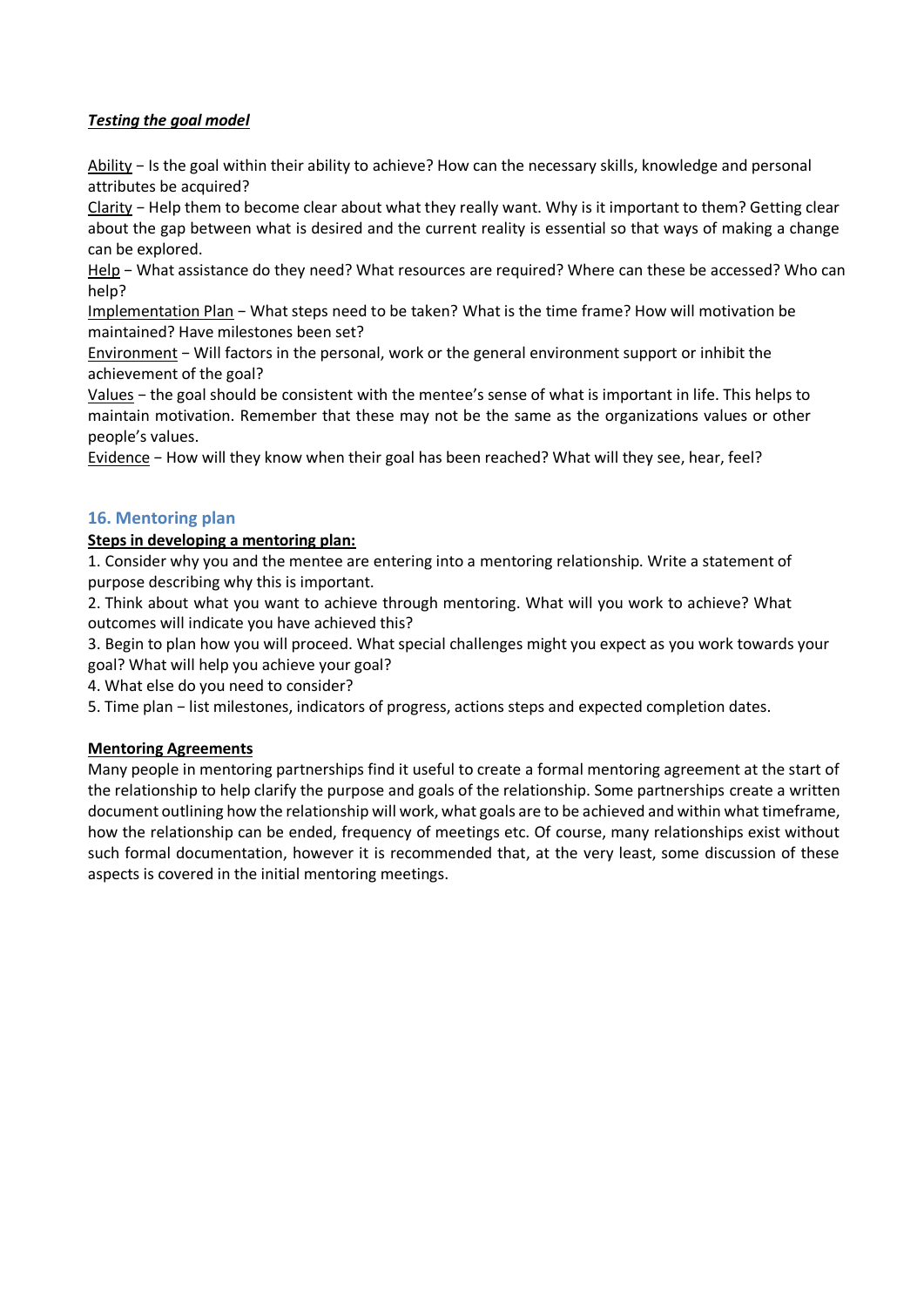***Testing the goal model***

Ability − Is the goal within their ability to achieve? How can the necessary skills, knowledge and personal attributes be acquired?

Clarity − Help them to become clear about what they really want. Why is it important to them? Getting clear about the gap between what is desired and the current reality is essential so that ways of making a change can be explored.

Help − What assistance do they need? What resources are required? Where can these be accessed? Who can help?

Implementation Plan − What steps need to be taken? What is the time frame? How will motivation be maintained? Have milestones been set?

Environment − Will factors in the personal, work or the general environment support or inhibit the achievement of the goal?

Values − the goal should be consistent with the mentee's sense of what is important in life. This helps to maintain motivation. Remember that these may not be the same as the organizations values or other people's values.

Evidence − How will they know when their goal has been reached? What will they see, hear, feel?

## 16. Mentoring plan

**Steps in developing a mentoring plan:**

1. Consider why you and the mentee are entering into a mentoring relationship. Write a statement of purpose describing why this is important.
2. Think about what you want to achieve through mentoring. What will you work to achieve? What outcomes will indicate you have achieved this?
3. Begin to plan how you will proceed. What special challenges might you expect as you work towards your goal? What will help you achieve your goal?
4. What else do you need to consider?
5. Time plan − list milestones, indicators of progress, actions steps and expected completion dates.

**Mentoring Agreements**

Many people in mentoring partnerships find it useful to create a formal mentoring agreement at the start of the relationship to help clarify the purpose and goals of the relationship. Some partnerships create a written document outlining how the relationship will work, what goals are to be achieved and within what timeframe, how the relationship can be ended, frequency of meetings etc. Of course, many relationships exist without such formal documentation, however it is recommended that, at the very least, some discussion of these aspects is covered in the initial mentoring meetings.